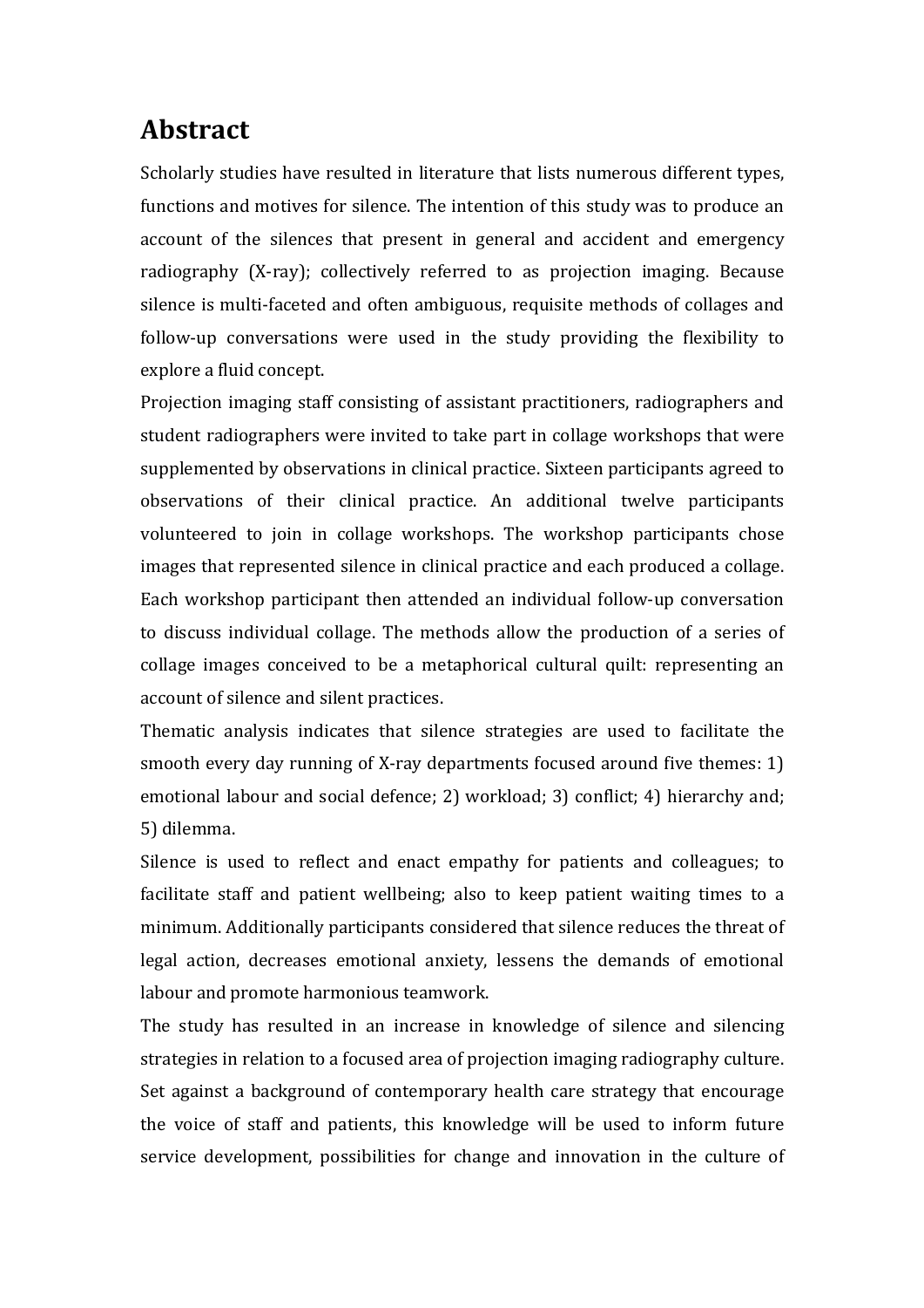# Abstract

Scholarly studies have resulted in literature that lists numerous different types, functions and motives for silence. The intention of this study was to produce an account of the silences that present in general and accident and emergency radiography (X-ray); collectively referred to as projection imaging. Because silence is multi-faceted and often ambiguous, requisite methods of collages and follow-up conversations were used in the study providing the flexibility to explore a fluid concept.

Projection imaging staff consisting of assistant practitioners, radiographers and student radiographers were invited to take part in collage workshops that were supplemented by observations in clinical practice. Sixteen participants agreed to observations of their clinical practice. An additional twelve participants volunteered to join in collage workshops. The workshop participants chose images that represented silence in clinical practice and each produced a collage. Each workshop participant then attended an individual follow-up conversation to discuss individual collage. The methods allow the production of a series of collage images conceived to be a metaphorical cultural quilt: representing an account of silence and silent practices.

Thematic analysis indicates that silence strategies are used to facilitate the smooth every day running of X-ray departments focused around five themes: 1) emotional labour and social defence; 2) workload; 3) conflict; 4) hierarchy and; 5) dilemma.

Silence is used to reflect and enact empathy for patients and colleagues; to facilitate staff and patient wellbeing; also to keep patient waiting times to a minimum. Additionally participants considered that silence reduces the threat of legal action, decreases emotional anxiety, lessens the demands of emotional labour and promote harmonious teamwork.

The study has resulted in an increase in knowledge of silence and silencing strategies in relation to a focused area of projection imaging radiography culture. Set against a background of contemporary health care strategy that encourage the voice of staff and patients, this knowledge will be used to inform future service development, possibilities for change and innovation in the culture of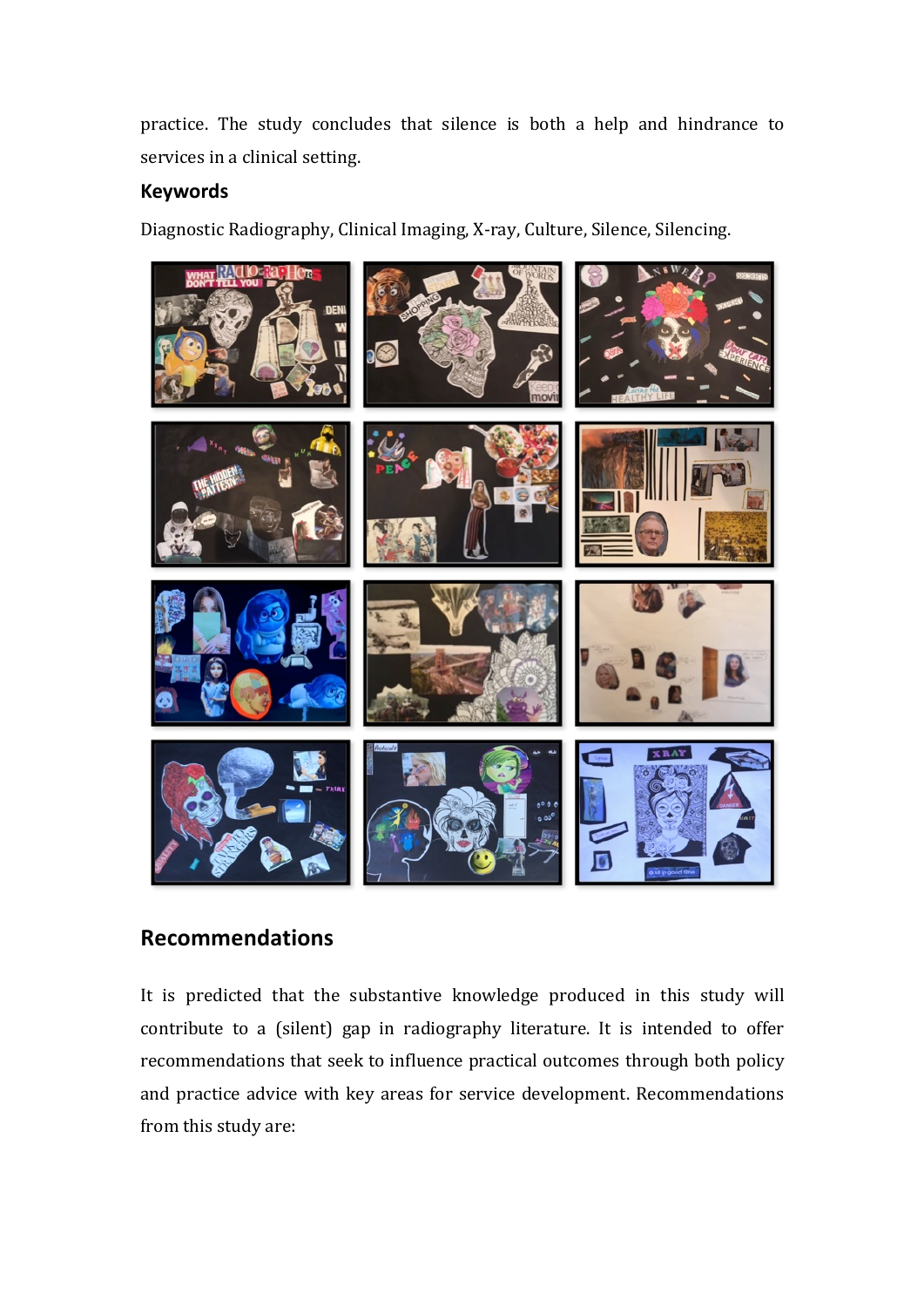practice. The study concludes that silence is both a help and hindrance to services in a clinical setting.

### Keywords

Diagnostic Radiography, Clinical Imaging, X-ray, Culture, Silence, Silencing.

## Recommendations

It is predicted that the substantive knowledge produced in this study will contribute to a (silent) gap in radiography literature. It is intended to offer recommendations that seek to influence practical outcomes through both policy and practice advice with key areas for service development. Recommendations from this study are: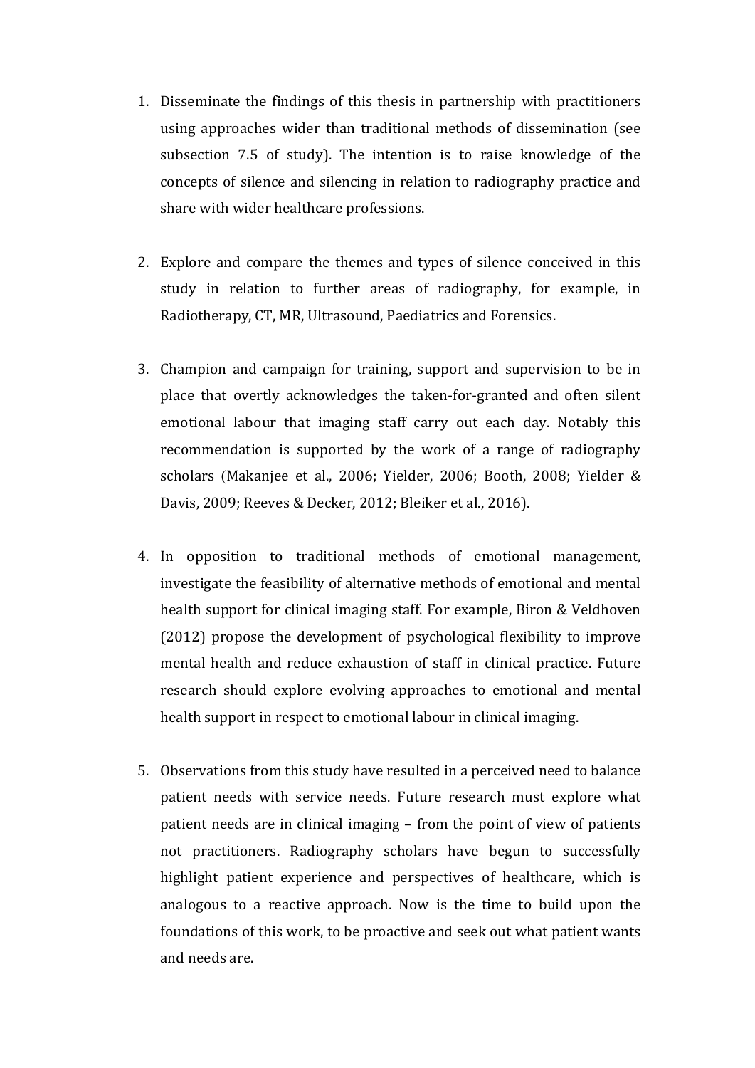1. Disseminate the findings of this thesis in partnership with practitioners using approaches wider than traditional methods of dissemination (see subsection 7.5 of study). The intention is to raise knowledge of the concepts of silence and silencing in relation to radiography practice and share with wider healthcare professions.

2. Explore and compare the themes and types of silence conceived in this study in relation to further areas of radiography, for example, in Radiotherapy, CT, MR, Ultrasound, Paediatrics and Forensics.

3. Champion and campaign for training, support and supervision to be in place that overtly acknowledges the taken-for-granted and often silent emotional labour that imaging staff carry out each day. Notably this recommendation is supported by the work of a range of radiography scholars (Makanjee et al., 2006; Yielder, 2006; Booth, 2008; Yielder & Davis, 2009; Reeves & Decker, 2012; Bleiker et al., 2016).

4. In opposition to traditional methods of emotional management, investigate the feasibility of alternative methods of emotional and mental health support for clinical imaging staff. For example, Biron & Veldhoven (2012) propose the development of psychological flexibility to improve mental health and reduce exhaustion of staff in clinical practice. Future research should explore evolving approaches to emotional and mental health support in respect to emotional labour in clinical imaging.

5. Observations from this study have resulted in a perceived need to balance patient needs with service needs. Future research must explore what patient needs are in clinical imaging – from the point of view of patients not practitioners. Radiography scholars have begun to successfully highlight patient experience and perspectives of healthcare, which is analogous to a reactive approach. Now is the time to build upon the foundations of this work, to be proactive and seek out what patient wants and needs are.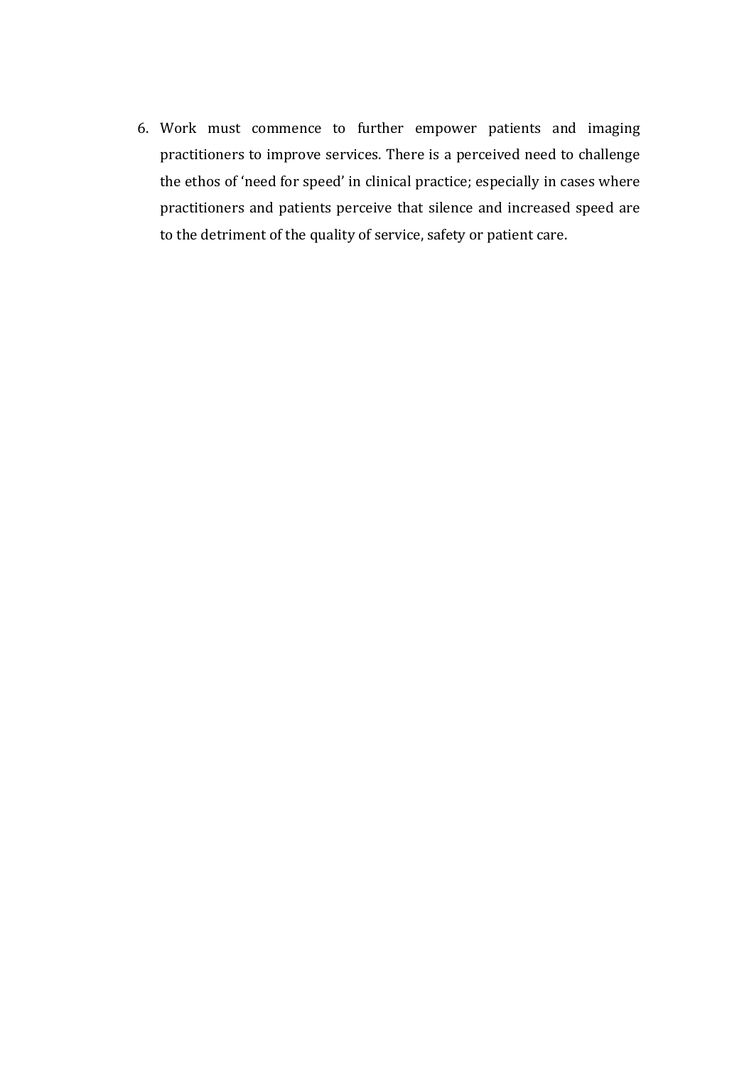6. Work must commence to further empower patients and imaging practitioners to improve services. There is a perceived need to challenge the ethos of 'need for speed' in clinical practice; especially in cases where practitioners and patients perceive that silence and increased speed are to the detriment of the quality of service, safety or patient care.